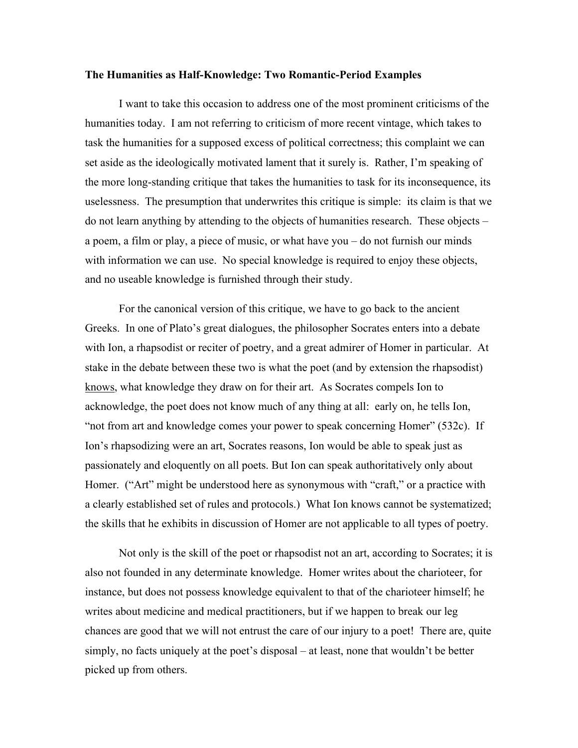**The Humanities as Half-Knowledge: Two Romantic-Period Examples**

I want to take this occasion to address one of the most prominent criticisms of the humanities today. I am not referring to criticism of more recent vintage, which takes to task the humanities for a supposed excess of political correctness; this complaint we can set aside as the ideologically motivated lament that it surely is. Rather, I'm speaking of the more long-standing critique that takes the humanities to task for its inconsequence, its uselessness. The presumption that underwrites this critique is simple: its claim is that we do not learn anything by attending to the objects of humanities research. These objects – a poem, a film or play, a piece of music, or what have you – do not furnish our minds with information we can use. No special knowledge is required to enjoy these objects, and no useable knowledge is furnished through their study.

For the canonical version of this critique, we have to go back to the ancient Greeks. In one of Plato's great dialogues, the philosopher Socrates enters into a debate with Ion, a rhapsodist or reciter of poetry, and a great admirer of Homer in particular. At stake in the debate between these two is what the poet (and by extension the rhapsodist) <u>knows</u>, what knowledge they draw on for their art. As Socrates compels Ion to acknowledge, the poet does not know much of any thing at all: early on, he tells Ion, "not from art and knowledge comes your power to speak concerning Homer" (532c). If Ion's rhapsodizing were an art, Socrates reasons, Ion would be able to speak just as passionately and eloquently on all poets. But Ion can speak authoritatively only about Homer. ("Art" might be understood here as synonymous with "craft," or a practice with a clearly established set of rules and protocols.) What Ion knows cannot be systematized; the skills that he exhibits in discussion of Homer are not applicable to all types of poetry.

Not only is the skill of the poet or rhapsodist not an art, according to Socrates; it is also not founded in any determinate knowledge. Homer writes about the charioteer, for instance, but does not possess knowledge equivalent to that of the charioteer himself; he writes about medicine and medical practitioners, but if we happen to break our leg chances are good that we will not entrust the care of our injury to a poet! There are, quite simply, no facts uniquely at the poet's disposal – at least, none that wouldn't be better picked up from others.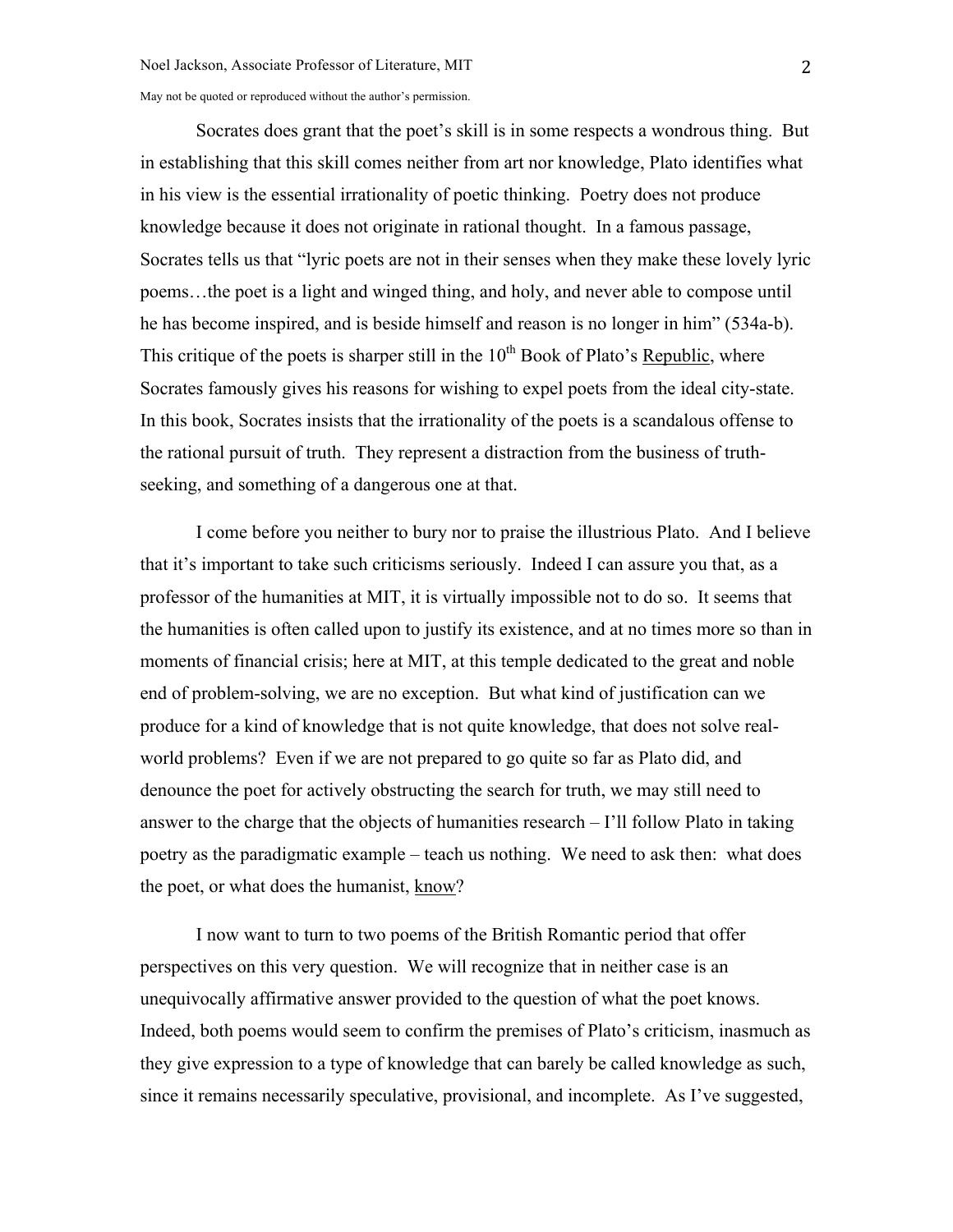Socrates does grant that the poet's skill is in some respects a wondrous thing. But in establishing that this skill comes neither from art nor knowledge, Plato identifies what in his view is the essential irrationality of poetic thinking. Poetry does not produce knowledge because it does not originate in rational thought. In a famous passage, Socrates tells us that "lyric poets are not in their senses when they make these lovely lyric poems…the poet is a light and winged thing, and holy, and never able to compose until he has become inspired, and is beside himself and reason is no longer in him" (534a-b). This critique of the poets is sharper still in the 10th Book of Plato's Republic, where Socrates famously gives his reasons for wishing to expel poets from the ideal city-state. In this book, Socrates insists that the irrationality of the poets is a scandalous offense to the rational pursuit of truth. They represent a distraction from the business of truth-seeking, and something of a dangerous one at that.

I come before you neither to bury nor to praise the illustrious Plato. And I believe that it's important to take such criticisms seriously. Indeed I can assure you that, as a professor of the humanities at MIT, it is virtually impossible not to do so. It seems that the humanities is often called upon to justify its existence, and at no times more so than in moments of financial crisis; here at MIT, at this temple dedicated to the great and noble end of problem-solving, we are no exception. But what kind of justification can we produce for a kind of knowledge that is not quite knowledge, that does not solve real-world problems? Even if we are not prepared to go quite so far as Plato did, and denounce the poet for actively obstructing the search for truth, we may still need to answer to the charge that the objects of humanities research – I'll follow Plato in taking poetry as the paradigmatic example – teach us nothing. We need to ask then: what does the poet, or what does the humanist, know?

I now want to turn to two poems of the British Romantic period that offer perspectives on this very question. We will recognize that in neither case is an unequivocally affirmative answer provided to the question of what the poet knows. Indeed, both poems would seem to confirm the premises of Plato's criticism, inasmuch as they give expression to a type of knowledge that can barely be called knowledge as such, since it remains necessarily speculative, provisional, and incomplete. As I've suggested,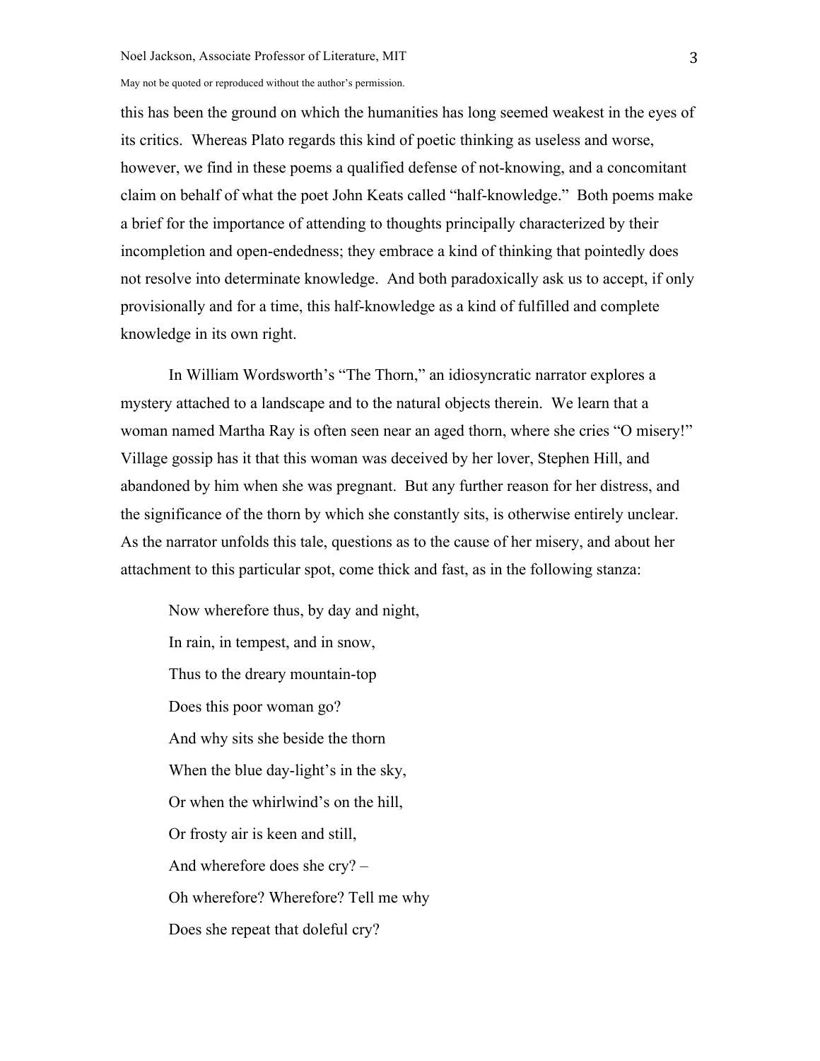this has been the ground on which the humanities has long seemed weakest in the eyes of its critics. Whereas Plato regards this kind of poetic thinking as useless and worse, however, we find in these poems a qualified defense of not-knowing, and a concomitant claim on behalf of what the poet John Keats called "half-knowledge." Both poems make a brief for the importance of attending to thoughts principally characterized by their incompletion and open-endedness; they embrace a kind of thinking that pointedly does not resolve into determinate knowledge. And both paradoxically ask us to accept, if only provisionally and for a time, this half-knowledge as a kind of fulfilled and complete knowledge in its own right.

In William Wordsworth's "The Thorn," an idiosyncratic narrator explores a mystery attached to a landscape and to the natural objects therein. We learn that a woman named Martha Ray is often seen near an aged thorn, where she cries "O misery!" Village gossip has it that this woman was deceived by her lover, Stephen Hill, and abandoned by him when she was pregnant. But any further reason for her distress, and the significance of the thorn by which she constantly sits, is otherwise entirely unclear. As the narrator unfolds this tale, questions as to the cause of her misery, and about her attachment to this particular spot, come thick and fast, as in the following stanza:

> Now wherefore thus, by day and night,
> In rain, in tempest, and in snow,
> Thus to the dreary mountain-top
> Does this poor woman go?
> And why sits she beside the thorn
> When the blue day-light's in the sky,
> Or when the whirlwind's on the hill,
> Or frosty air is keen and still,
> And wherefore does she cry? –
> Oh wherefore? Wherefore? Tell me why
> Does she repeat that doleful cry?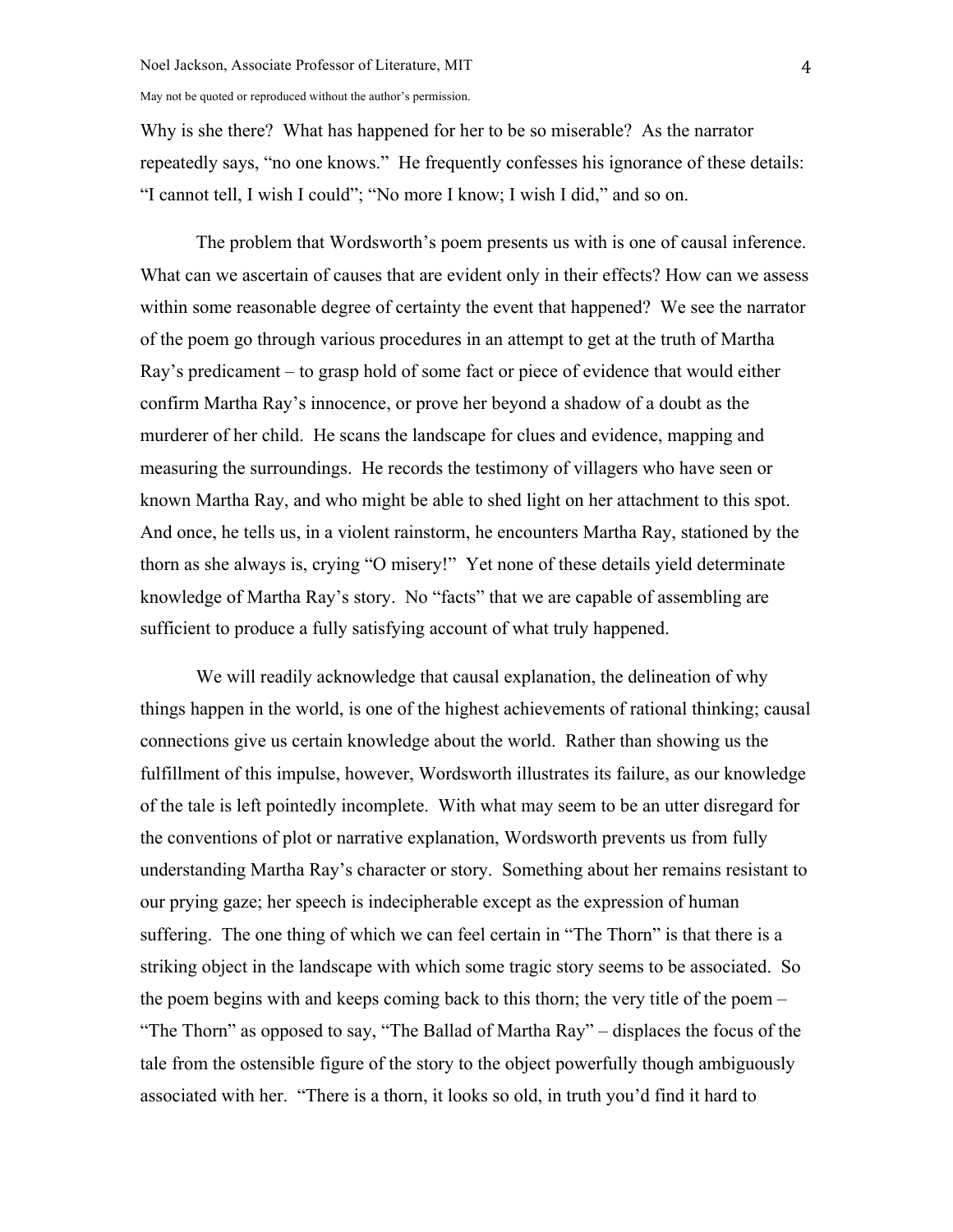Why is she there? What has happened for her to be so miserable? As the narrator repeatedly says, "no one knows." He frequently confesses his ignorance of these details: "I cannot tell, I wish I could"; "No more I know; I wish I did," and so on.

The problem that Wordsworth's poem presents us with is one of causal inference. What can we ascertain of causes that are evident only in their effects? How can we assess within some reasonable degree of certainty the event that happened? We see the narrator of the poem go through various procedures in an attempt to get at the truth of Martha Ray's predicament – to grasp hold of some fact or piece of evidence that would either confirm Martha Ray's innocence, or prove her beyond a shadow of a doubt as the murderer of her child. He scans the landscape for clues and evidence, mapping and measuring the surroundings. He records the testimony of villagers who have seen or known Martha Ray, and who might be able to shed light on her attachment to this spot. And once, he tells us, in a violent rainstorm, he encounters Martha Ray, stationed by the thorn as she always is, crying "O misery!" Yet none of these details yield determinate knowledge of Martha Ray's story. No "facts" that we are capable of assembling are sufficient to produce a fully satisfying account of what truly happened.

We will readily acknowledge that causal explanation, the delineation of why things happen in the world, is one of the highest achievements of rational thinking; causal connections give us certain knowledge about the world. Rather than showing us the fulfillment of this impulse, however, Wordsworth illustrates its failure, as our knowledge of the tale is left pointedly incomplete. With what may seem to be an utter disregard for the conventions of plot or narrative explanation, Wordsworth prevents us from fully understanding Martha Ray's character or story. Something about her remains resistant to our prying gaze; her speech is indecipherable except as the expression of human suffering. The one thing of which we can feel certain in "The Thorn" is that there is a striking object in the landscape with which some tragic story seems to be associated. So the poem begins with and keeps coming back to this thorn; the very title of the poem – "The Thorn" as opposed to say, "The Ballad of Martha Ray" – displaces the focus of the tale from the ostensible figure of the story to the object powerfully though ambiguously associated with her. "There is a thorn, it looks so old, in truth you'd find it hard to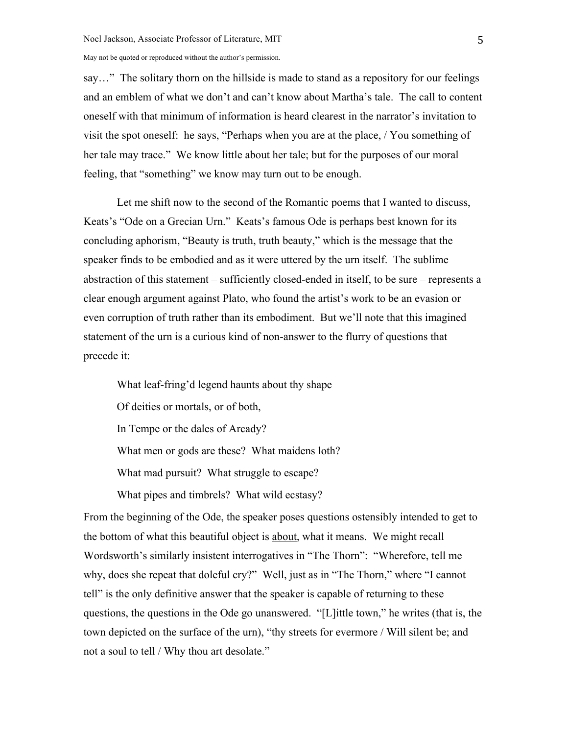say…" The solitary thorn on the hillside is made to stand as a repository for our feelings and an emblem of what we don't and can't know about Martha's tale. The call to content oneself with that minimum of information is heard clearest in the narrator's invitation to visit the spot oneself: he says, "Perhaps when you are at the place, / You something of her tale may trace." We know little about her tale; but for the purposes of our moral feeling, that "something" we know may turn out to be enough.

Let me shift now to the second of the Romantic poems that I wanted to discuss, Keats's "Ode on a Grecian Urn." Keats's famous Ode is perhaps best known for its concluding aphorism, "Beauty is truth, truth beauty," which is the message that the speaker finds to be embodied and as it were uttered by the urn itself. The sublime abstraction of this statement – sufficiently closed-ended in itself, to be sure – represents a clear enough argument against Plato, who found the artist's work to be an evasion or even corruption of truth rather than its embodiment. But we'll note that this imagined statement of the urn is a curious kind of non-answer to the flurry of questions that precede it:

> What leaf-fring'd legend haunts about thy shape
>
> Of deities or mortals, or of both,
>
> In Tempe or the dales of Arcady?
>
> What men or gods are these? What maidens loth?
>
> What mad pursuit? What struggle to escape?
>
> What pipes and timbrels? What wild ecstasy?

From the beginning of the Ode, the speaker poses questions ostensibly intended to get to the bottom of what this beautiful object is <u>about</u>, what it means. We might recall Wordsworth's similarly insistent interrogatives in "The Thorn": "Wherefore, tell me why, does she repeat that doleful cry?" Well, just as in "The Thorn," where "I cannot tell" is the only definitive answer that the speaker is capable of returning to these questions, the questions in the Ode go unanswered. "[L]ittle town," he writes (that is, the town depicted on the surface of the urn), "thy streets for evermore / Will silent be; and not a soul to tell / Why thou art desolate."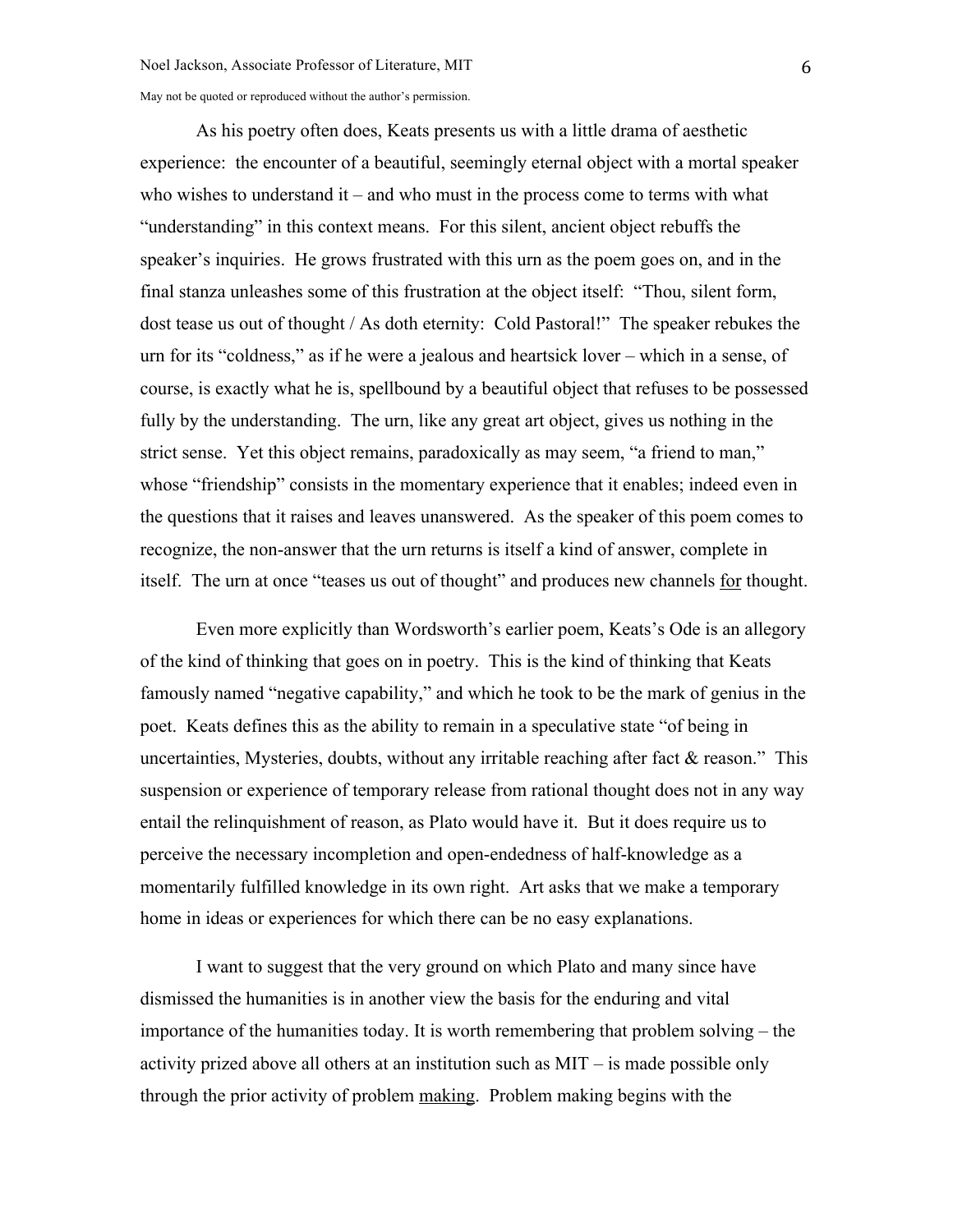As his poetry often does, Keats presents us with a little drama of aesthetic experience: the encounter of a beautiful, seemingly eternal object with a mortal speaker who wishes to understand it – and who must in the process come to terms with what "understanding" in this context means. For this silent, ancient object rebuffs the speaker's inquiries. He grows frustrated with this urn as the poem goes on, and in the final stanza unleashes some of this frustration at the object itself: "Thou, silent form, dost tease us out of thought / As doth eternity: Cold Pastoral!" The speaker rebukes the urn for its "coldness," as if he were a jealous and heartsick lover – which in a sense, of course, is exactly what he is, spellbound by a beautiful object that refuses to be possessed fully by the understanding. The urn, like any great art object, gives us nothing in the strict sense. Yet this object remains, paradoxically as may seem, "a friend to man," whose "friendship" consists in the momentary experience that it enables; indeed even in the questions that it raises and leaves unanswered. As the speaker of this poem comes to recognize, the non-answer that the urn returns is itself a kind of answer, complete in itself. The urn at once "teases us out of thought" and produces new channels <u>for</u> thought.

Even more explicitly than Wordsworth's earlier poem, Keats's Ode is an allegory of the kind of thinking that goes on in poetry. This is the kind of thinking that Keats famously named "negative capability," and which he took to be the mark of genius in the poet. Keats defines this as the ability to remain in a speculative state "of being in uncertainties, Mysteries, doubts, without any irritable reaching after fact & reason." This suspension or experience of temporary release from rational thought does not in any way entail the relinquishment of reason, as Plato would have it. But it does require us to perceive the necessary incompletion and open-endedness of half-knowledge as a momentarily fulfilled knowledge in its own right. Art asks that we make a temporary home in ideas or experiences for which there can be no easy explanations.

I want to suggest that the very ground on which Plato and many since have dismissed the humanities is in another view the basis for the enduring and vital importance of the humanities today. It is worth remembering that problem solving – the activity prized above all others at an institution such as MIT – is made possible only through the prior activity of problem <u>making</u>. Problem making begins with the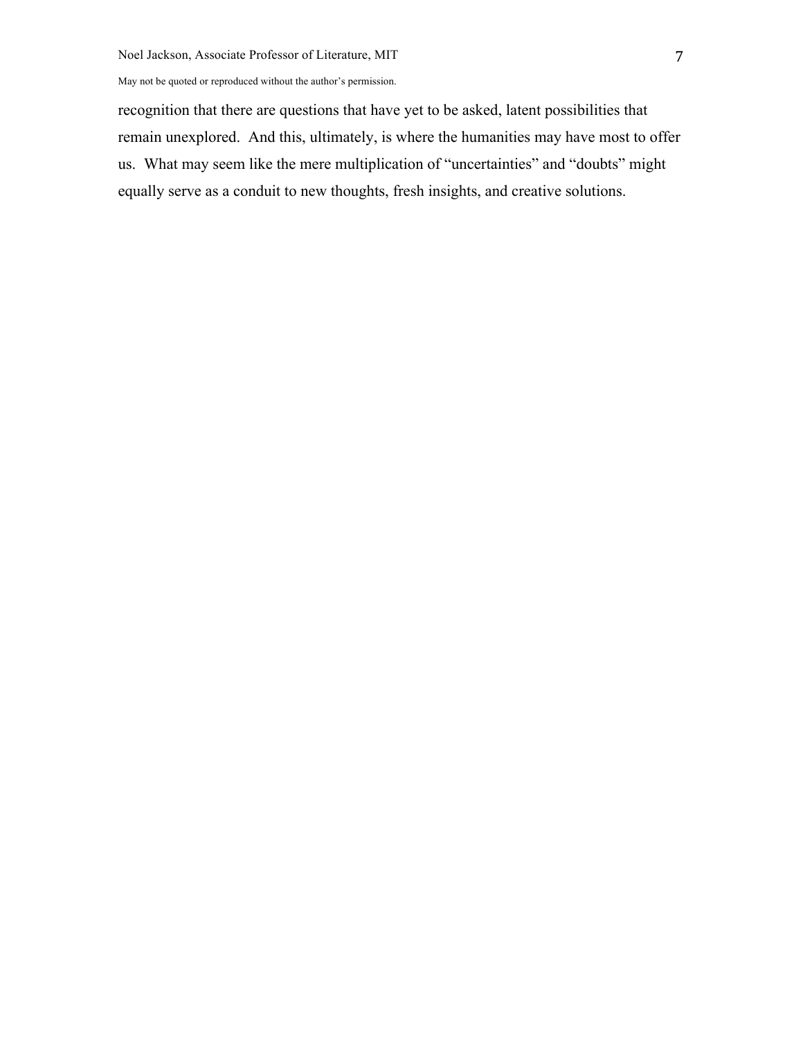recognition that there are questions that have yet to be asked, latent possibilities that remain unexplored. And this, ultimately, is where the humanities may have most to offer us. What may seem like the mere multiplication of "uncertainties" and "doubts" might equally serve as a conduit to new thoughts, fresh insights, and creative solutions.